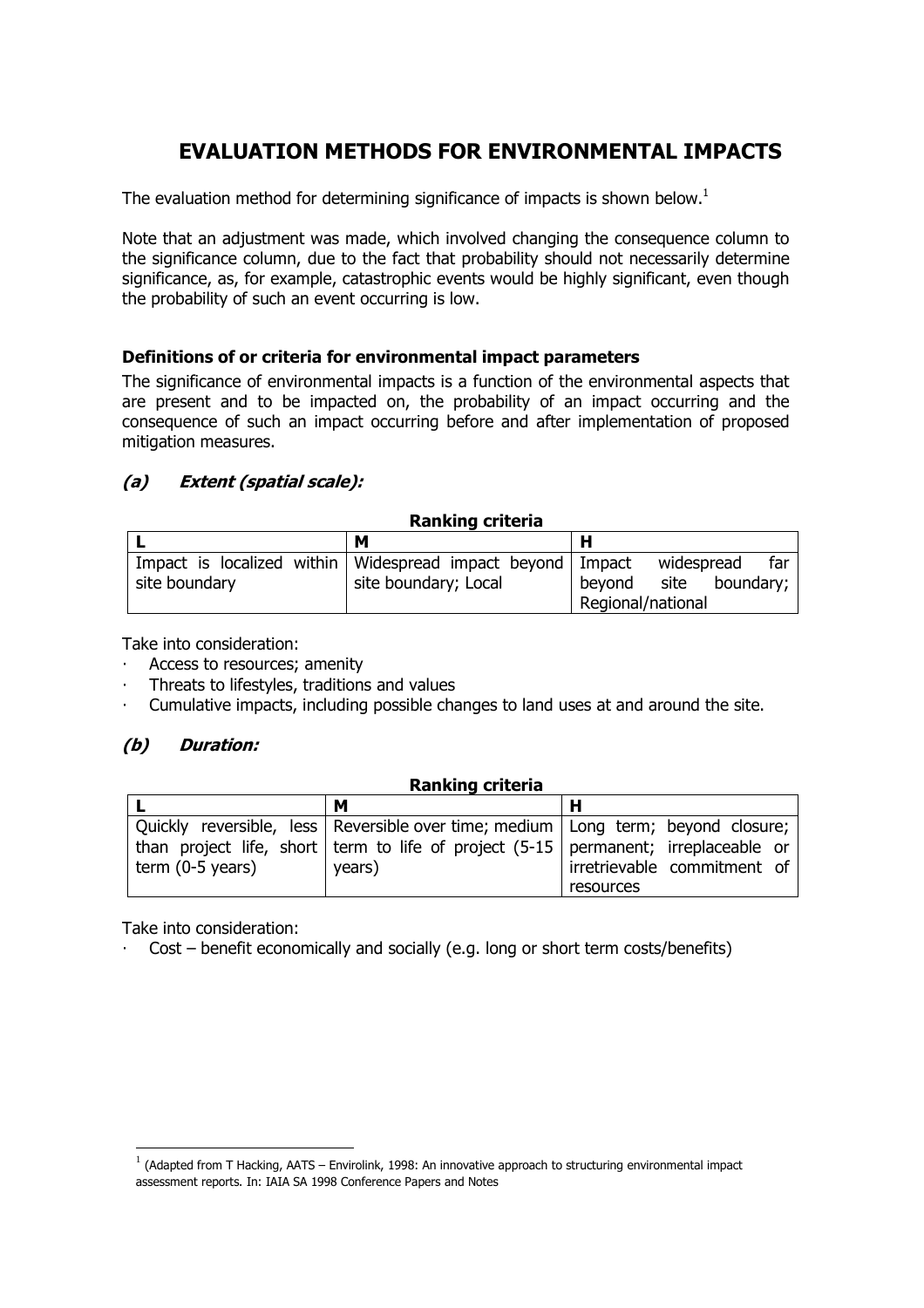# EVALUATION METHODS FOR ENVIRONMENTAL IMPACTS

The evaluation method for determining significance of impacts is shown below.[1]

Note that an adjustment was made, which involved changing the consequence column to the significance column, due to the fact that probability should not necessarily determine significance, as, for example, catastrophic events would be highly significant, even though the probability of such an event occurring is low.

### Definitions of or criteria for environmental impact parameters

The significance of environmental impacts is a function of the environmental aspects that are present and to be impacted on, the probability of an impact occurring and the consequence of such an impact occurring before and after implementation of proposed mitigation measures.

### *(a) Extent (spatial scale):*

**Ranking criteria**

| L | M | H |
|---|---|---|
| Impact is localized within site boundary | Widespread impact beyond site boundary; Local | Impact widespread far beyond site boundary; Regional/national |

Take into consideration:

- Access to resources; amenity
- Threats to lifestyles, traditions and values
- Cumulative impacts, including possible changes to land uses at and around the site.

### *(b) Duration:*

**Ranking criteria**

| L | M | H |
|---|---|---|
| Quickly reversible, less than project life, short term (0-5 years) | Reversible over time; medium term to life of project (5-15 years) | Long term; beyond closure; permanent; irreplaceable or irretrievable commitment of resources |

Take into consideration:

- Cost – benefit economically and socially (e.g. long or short term costs/benefits)

[1] (Adapted from T Hacking, AATS – Envirolink, 1998: An innovative approach to structuring environmental impact assessment reports. In: IAIA SA 1998 Conference Papers and Notes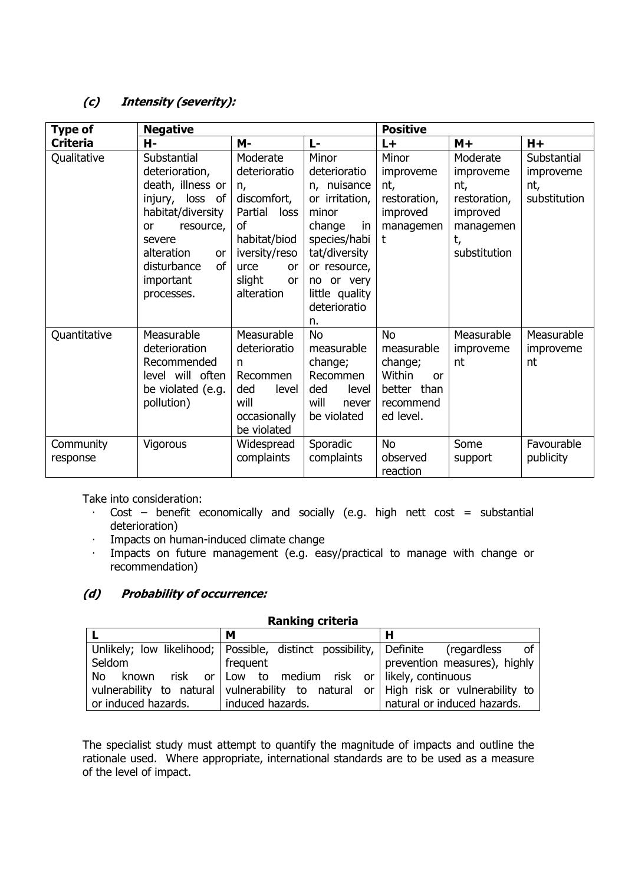### *(c) Intensity (severity):*

| Type of Criteria | Negative | | | Positive | | |
|---|---|---|---|---|---|---|
| | H- | M- | L- | L+ | M+ | H+ |
| Qualitative | Substantial deterioration, death, illness or injury, loss of habitat/diversity or resource, severe alteration or disturbance of important processes. | Moderate deterioration, discomfort, Partial loss of habitat/biodiversity/resource or slight alteration | Minor deterioration, nuisance or irritation, minor change in species/habitat/diversity or resource, no or very little quality deterioration. | Minor improvement, restoration, improved management | Moderate improvement, restoration, improved management, substitution | Substantial improvement, substitution |
| Quantitative | Measurable deterioration Recommended level will often be violated (e.g. pollution) | Measurable deterioration Recommended level will occasionally be violated | No measurable change; Recommended level will never be violated | No measurable change; Within or better than recommended level. | Measurable improvement | Measurable improvement |
| Community response | Vigorous | Widespread complaints | Sporadic complaints | No observed reaction | Some support | Favourable publicity |

Take into consideration:

- Cost – benefit economically and socially (e.g. high nett cost = substantial deterioration)
- Impacts on human-induced climate change
- Impacts on future management (e.g. easy/practical to manage with change or recommendation)

### *(d) Probability of occurrence:*

**Ranking criteria**

| L | M | H |
|---|---|---|
| Unlikely; low likelihood; Seldom No known risk or vulnerability to natural or induced hazards. | Possible, distinct possibility, frequent Low to medium risk or vulnerability to natural or induced hazards. | Definite (regardless of prevention measures), highly likely, continuous High risk or vulnerability to natural or induced hazards. |

The specialist study must attempt to quantify the magnitude of impacts and outline the rationale used. Where appropriate, international standards are to be used as a measure of the level of impact.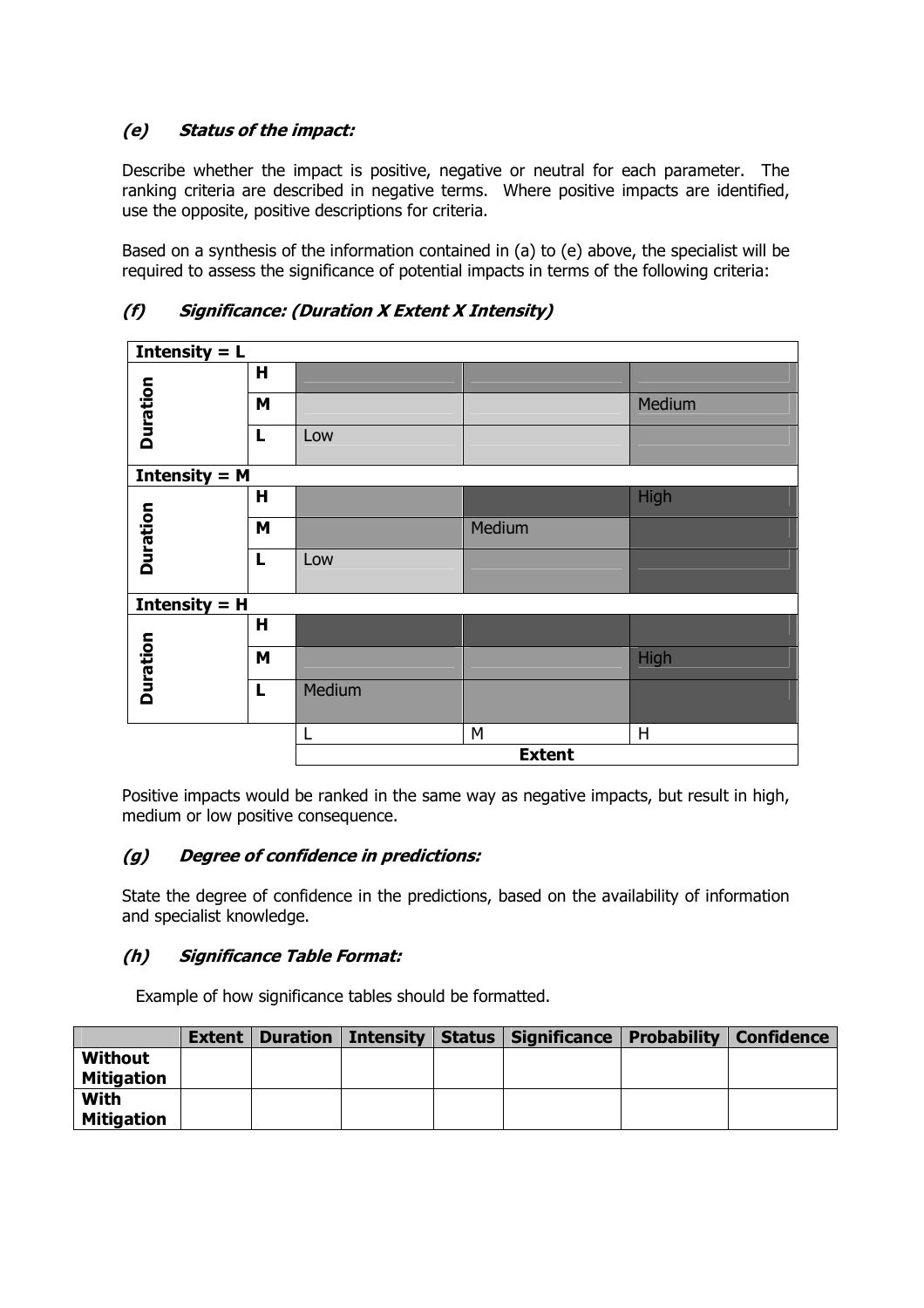***(e) Status of the impact:***

Describe whether the impact is positive, negative or neutral for each parameter. The ranking criteria are described in negative terms. Where positive impacts are identified, use the opposite, positive descriptions for criteria.

Based on a synthesis of the information contained in (a) to (e) above, the specialist will be required to assess the significance of potential impacts in terms of the following criteria:

***(f) Significance: (Duration X Extent X Intensity)***

| | | | | |
|---|---|---|---|---|
| **Intensity = L** | | | | |
| **Duration** | **H** | | | |
| | **M** | | | Medium |
| | **L** | Low | | |
| **Intensity = M** | | | | |
| **Duration** | **H** | | | High |
| | **M** | | Medium | |
| | **L** | Low | | |
| **Intensity = H** | | | | |
| **Duration** | **H** | | | |
| | **M** | | | High |
| | **L** | Medium | | |
| | | L | M | H |
| | | **Extent** | | |

Positive impacts would be ranked in the same way as negative impacts, but result in high, medium or low positive consequence.

***(g) Degree of confidence in predictions:***

State the degree of confidence in the predictions, based on the availability of information and specialist knowledge.

***(h) Significance Table Format:***

Example of how significance tables should be formatted.

| | **Extent** | **Duration** | **Intensity** | **Status** | **Significance** | **Probability** | **Confidence** |
|---|---|---|---|---|---|---|---|
| **Without Mitigation** | | | | | | | |
| **With Mitigation** | | | | | | | |